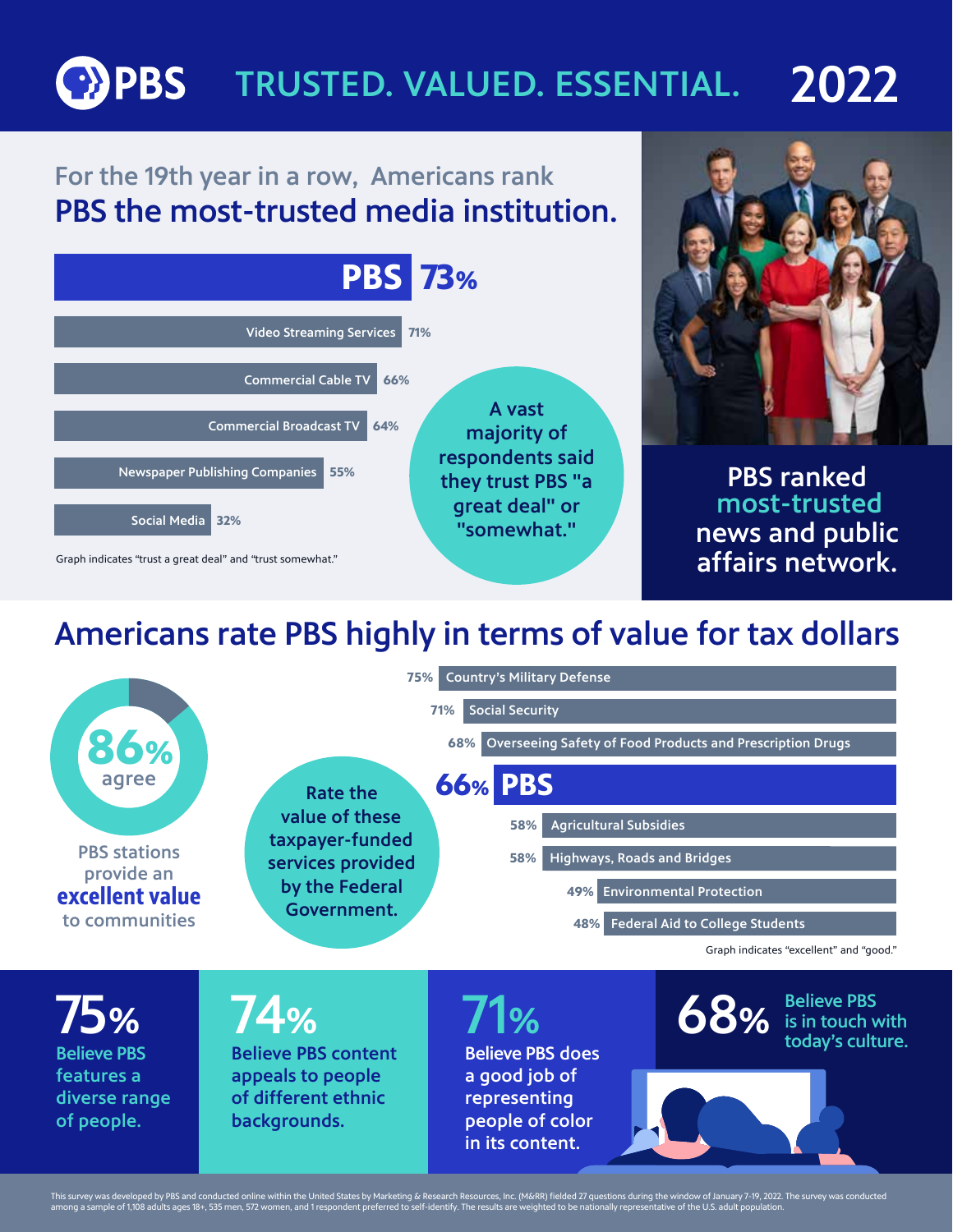# PBS TRUSTED. VALUED. ESSENTIAL. 2022

## For the 19th year in a row, Americans rank PBS the most-trusted media institution.

| Institution | % |
|---|---|
| PBS | 73% |
| Video Streaming Services | 71% |
| Commercial Cable TV | 66% |
| Commercial Broadcast TV | 64% |
| Newspaper Publishing Companies | 55% |
| Social Media | 32% |

Graph indicates "trust a great deal" and "trust somewhat."

A vast majority of respondents said they trust PBS "a great deal" or "somewhat."

**PBS ranked most-trusted news and public affairs network.**

## Americans rate PBS highly in terms of value for tax dollars

**86% agree** PBS stations provide an **excellent value** to communities

Rate the value of these taxpayer-funded services provided by the Federal Government.

| Service | % |
|---|---|
| Country's Military Defense | 75% |
| Social Security | 71% |
| Overseeing Safety of Food Products and Prescription Drugs | 68% |
| PBS | 66% |
| Agricultural Subsidies | 58% |
| Highways, Roads and Bridges | 58% |
| Environmental Protection | 49% |
| Federal Aid to College Students | 48% |

Graph indicates "excellent" and "good."

**75%** Believe PBS features a diverse range of people.

**74%** Believe PBS content appeals to people of different ethnic backgrounds.

**71%** Believe PBS does a good job of representing people of color in its content.

**68%** Believe PBS is in touch with today's culture.

This survey was developed by PBS and conducted online within the United States by Marketing & Research Resources, Inc. (M&RR) fielded 27 questions during the window of January 7-19, 2022. The survey was conducted among a sample of 1,108 adults ages 18+, 535 men, 572 women, and 1 respondent preferred to self-identify. The results are weighted to be nationally representative of the U.S. adult population.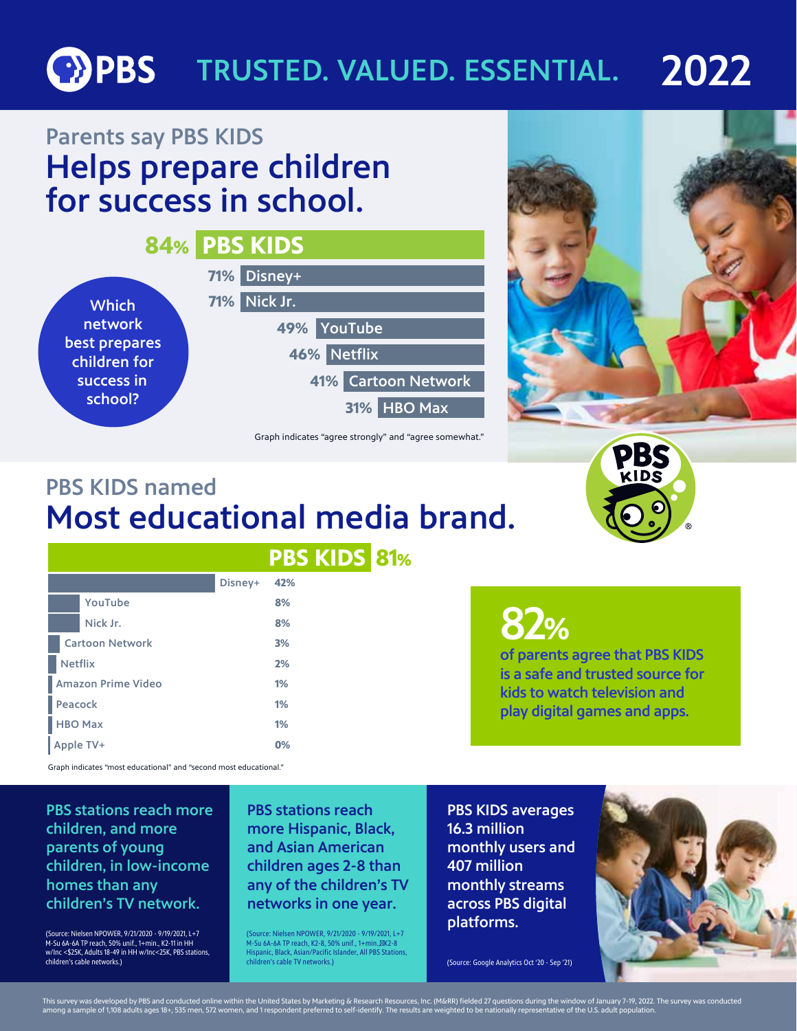# PBS TRUSTED. VALUED. ESSENTIAL. 2022

Parents say PBS KIDS

## Helps prepare children for success in school.

Which network best prepares children for success in school?

84% PBS KIDS
71% Disney+
71% Nick Jr.
49% YouTube
46% Netflix
41% Cartoon Network
31% HBO Max

Graph indicates "agree strongly" and "agree somewhat."

PBS KIDS named

## Most educational media brand.

PBS KIDS 81%
Disney+ 42%
YouTube 8%
Nick Jr. 8%
Cartoon Network 3%
Netflix 2%
Amazon Prime Video 1%
Peacock 1%
HBO Max 1%
Apple TV+ 0%

Graph indicates "most educational" and "second most educational."

**82%** of parents agree that PBS KIDS is a safe and trusted source for kids to watch television and play digital games and apps.

**PBS stations reach more children, and more parents of young children, in low-income homes than any children's TV network.**

(Source: Nielsen NPOWER, 9/21/2020 - 9/19/2021, L+7 M-Su 6A-6A TP reach, 50% unif., 1+min., K2-11 in HH w/Inc <$25K, Adults 18-49 in HH w/Inc<25K, PBS stations, children's cable networks.)

**PBS stations reach more Hispanic, Black, and Asian American children ages 2-8 than any of the children's TV networks in one year.**

(Source: Nielsen NPOWER, 9/21/2020 - 9/19/2021, L+7 M-Su 6A-6A TP reach, 50% unif., 1+min., K2-8 Hispanic, Black, Asian/Pacific Islander, All PBS Stations, children's cable TV networks.)

**PBS KIDS averages 16.3 million monthly users and 407 million monthly streams across PBS digital platforms.**

(Source: Google Analytics Oct '20 - Sep '21)

This survey was developed by PBS and conducted online within the United States by Marketing & Research Resources, Inc. (M&RR) fielded 27 questions during the window of January 7-19, 2022. The survey was conducted among a sample of 1,108 adults ages 18+, 535 men, 572 women, and 1 respondent preferred to self-identify. The results are weighted to be nationally representative of the U.S. adult population.